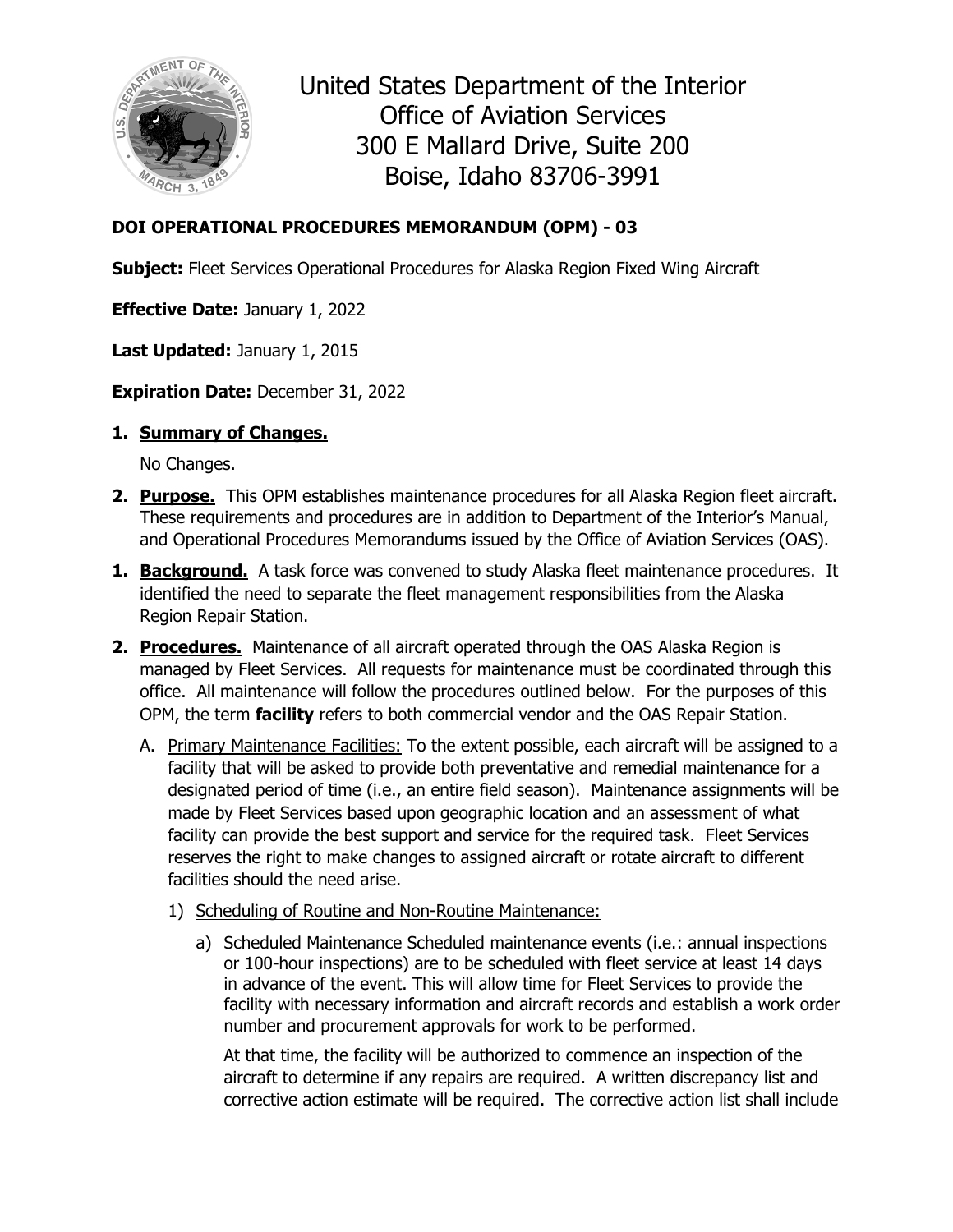United States Department of the Interior
Office of Aviation Services
300 E Mallard Drive, Suite 200
Boise, Idaho 83706-3991

**DOI OPERATIONAL PROCEDURES MEMORANDUM (OPM) - 03**

**Subject:** Fleet Services Operational Procedures for Alaska Region Fixed Wing Aircraft

**Effective Date:** January 1, 2022

**Last Updated:** January 1, 2015

**Expiration Date:** December 31, 2022

1. **Summary of Changes.**

   No Changes.

2. **Purpose.** This OPM establishes maintenance procedures for all Alaska Region fleet aircraft. These requirements and procedures are in addition to Department of the Interior's Manual, and Operational Procedures Memorandums issued by the Office of Aviation Services (OAS).

1. **Background.** A task force was convened to study Alaska fleet maintenance procedures. It identified the need to separate the fleet management responsibilities from the Alaska Region Repair Station.

2. **Procedures.** Maintenance of all aircraft operated through the OAS Alaska Region is managed by Fleet Services. All requests for maintenance must be coordinated through this office. All maintenance will follow the procedures outlined below. For the purposes of this OPM, the term **facility** refers to both commercial vendor and the OAS Repair Station.

   A. Primary Maintenance Facilities: To the extent possible, each aircraft will be assigned to a facility that will be asked to provide both preventative and remedial maintenance for a designated period of time (i.e., an entire field season). Maintenance assignments will be made by Fleet Services based upon geographic location and an assessment of what facility can provide the best support and service for the required task. Fleet Services reserves the right to make changes to assigned aircraft or rotate aircraft to different facilities should the need arise.

      1) Scheduling of Routine and Non-Routine Maintenance:

         a) Scheduled Maintenance Scheduled maintenance events (i.e.: annual inspections or 100-hour inspections) are to be scheduled with fleet service at least 14 days in advance of the event. This will allow time for Fleet Services to provide the facility with necessary information and aircraft records and establish a work order number and procurement approvals for work to be performed.

            At that time, the facility will be authorized to commence an inspection of the aircraft to determine if any repairs are required. A written discrepancy list and corrective action estimate will be required. The corrective action list shall include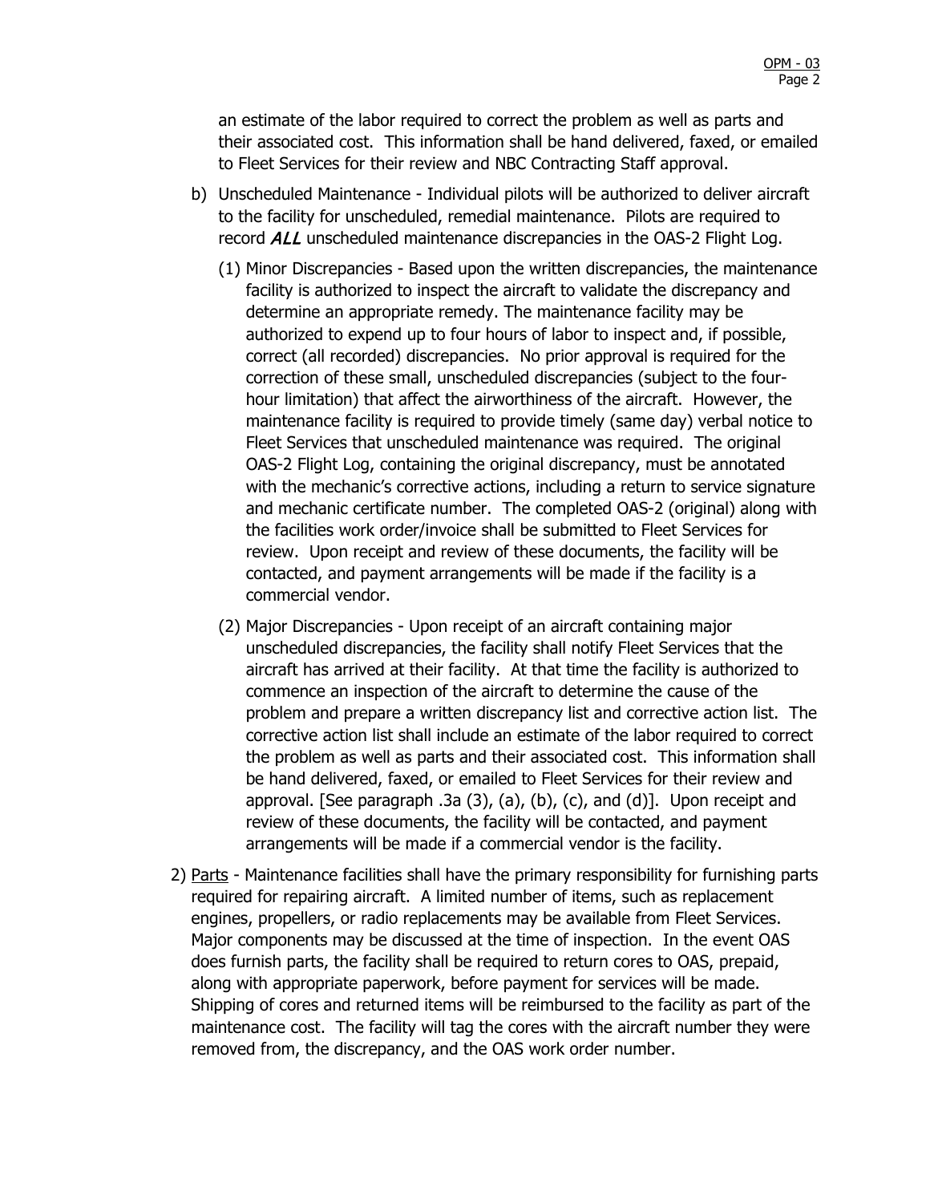an estimate of the labor required to correct the problem as well as parts and their associated cost. This information shall be hand delivered, faxed, or emailed to Fleet Services for their review and NBC Contracting Staff approval.

b) Unscheduled Maintenance - Individual pilots will be authorized to deliver aircraft to the facility for unscheduled, remedial maintenance. Pilots are required to record *ALL* unscheduled maintenance discrepancies in the OAS-2 Flight Log.

   (1) Minor Discrepancies - Based upon the written discrepancies, the maintenance facility is authorized to inspect the aircraft to validate the discrepancy and determine an appropriate remedy. The maintenance facility may be authorized to expend up to four hours of labor to inspect and, if possible, correct (all recorded) discrepancies. No prior approval is required for the correction of these small, unscheduled discrepancies (subject to the four-hour limitation) that affect the airworthiness of the aircraft. However, the maintenance facility is required to provide timely (same day) verbal notice to Fleet Services that unscheduled maintenance was required. The original OAS-2 Flight Log, containing the original discrepancy, must be annotated with the mechanic's corrective actions, including a return to service signature and mechanic certificate number. The completed OAS-2 (original) along with the facilities work order/invoice shall be submitted to Fleet Services for review. Upon receipt and review of these documents, the facility will be contacted, and payment arrangements will be made if the facility is a commercial vendor.

   (2) Major Discrepancies - Upon receipt of an aircraft containing major unscheduled discrepancies, the facility shall notify Fleet Services that the aircraft has arrived at their facility. At that time the facility is authorized to commence an inspection of the aircraft to determine the cause of the problem and prepare a written discrepancy list and corrective action list. The corrective action list shall include an estimate of the labor required to correct the problem as well as parts and their associated cost. This information shall be hand delivered, faxed, or emailed to Fleet Services for their review and approval. [See paragraph .3a (3), (a), (b), (c), and (d)]. Upon receipt and review of these documents, the facility will be contacted, and payment arrangements will be made if a commercial vendor is the facility.

2) <u>Parts</u> - Maintenance facilities shall have the primary responsibility for furnishing parts required for repairing aircraft. A limited number of items, such as replacement engines, propellers, or radio replacements may be available from Fleet Services. Major components may be discussed at the time of inspection. In the event OAS does furnish parts, the facility shall be required to return cores to OAS, prepaid, along with appropriate paperwork, before payment for services will be made. Shipping of cores and returned items will be reimbursed to the facility as part of the maintenance cost. The facility will tag the cores with the aircraft number they were removed from, the discrepancy, and the OAS work order number.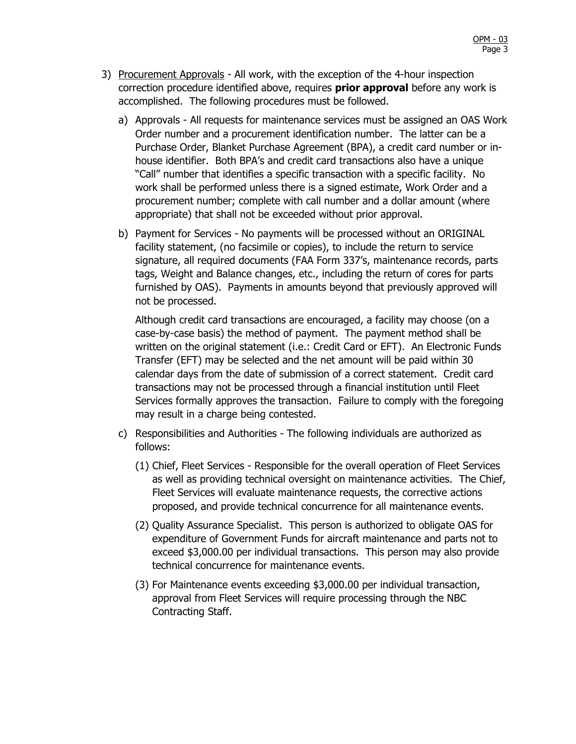3) <u>Procurement Approvals</u> - All work, with the exception of the 4-hour inspection correction procedure identified above, requires **prior approval** before any work is accomplished. The following procedures must be followed.

   a) Approvals - All requests for maintenance services must be assigned an OAS Work Order number and a procurement identification number. The latter can be a Purchase Order, Blanket Purchase Agreement (BPA), a credit card number or in-house identifier. Both BPA's and credit card transactions also have a unique "Call" number that identifies a specific transaction with a specific facility. No work shall be performed unless there is a signed estimate, Work Order and a procurement number; complete with call number and a dollar amount (where appropriate) that shall not be exceeded without prior approval.

   b) Payment for Services - No payments will be processed without an ORIGINAL facility statement, (no facsimile or copies), to include the return to service signature, all required documents (FAA Form 337's, maintenance records, parts tags, Weight and Balance changes, etc., including the return of cores for parts furnished by OAS). Payments in amounts beyond that previously approved will not be processed.

      Although credit card transactions are encouraged, a facility may choose (on a case-by-case basis) the method of payment. The payment method shall be written on the original statement (i.e.: Credit Card or EFT). An Electronic Funds Transfer (EFT) may be selected and the net amount will be paid within 30 calendar days from the date of submission of a correct statement. Credit card transactions may not be processed through a financial institution until Fleet Services formally approves the transaction. Failure to comply with the foregoing may result in a charge being contested.

   c) Responsibilities and Authorities - The following individuals are authorized as follows:

      (1) Chief, Fleet Services - Responsible for the overall operation of Fleet Services as well as providing technical oversight on maintenance activities. The Chief, Fleet Services will evaluate maintenance requests, the corrective actions proposed, and provide technical concurrence for all maintenance events.

      (2) Quality Assurance Specialist. This person is authorized to obligate OAS for expenditure of Government Funds for aircraft maintenance and parts not to exceed $3,000.00 per individual transactions. This person may also provide technical concurrence for maintenance events.

      (3) For Maintenance events exceeding $3,000.00 per individual transaction, approval from Fleet Services will require processing through the NBC Contracting Staff.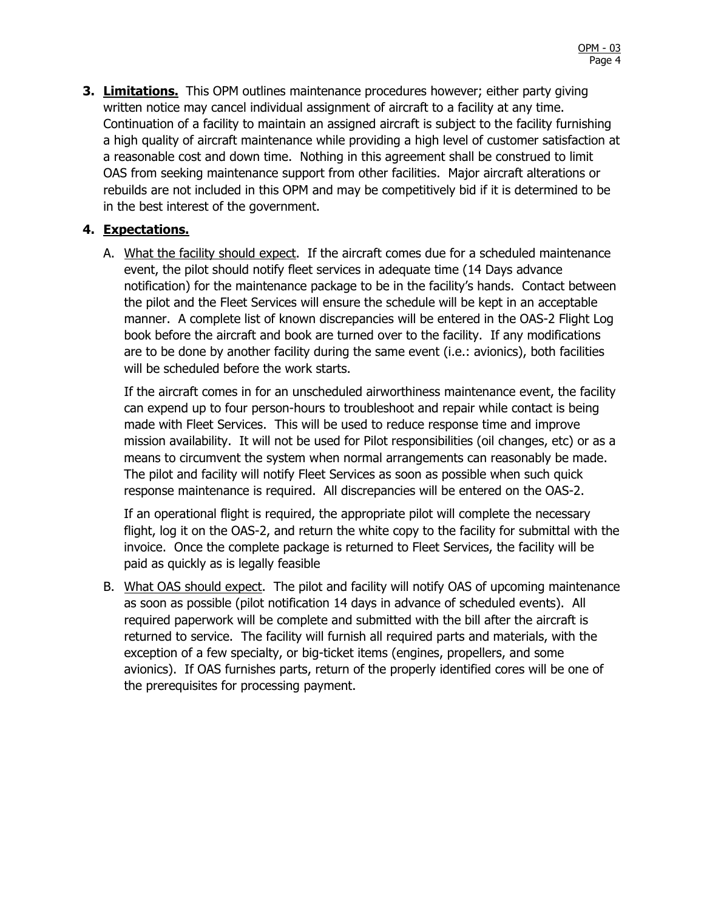**3. Limitations.** This OPM outlines maintenance procedures however; either party giving written notice may cancel individual assignment of aircraft to a facility at any time. Continuation of a facility to maintain an assigned aircraft is subject to the facility furnishing a high quality of aircraft maintenance while providing a high level of customer satisfaction at a reasonable cost and down time. Nothing in this agreement shall be construed to limit OAS from seeking maintenance support from other facilities. Major aircraft alterations or rebuilds are not included in this OPM and may be competitively bid if it is determined to be in the best interest of the government.

**4. Expectations.**

A. What the facility should expect. If the aircraft comes due for a scheduled maintenance event, the pilot should notify fleet services in adequate time (14 Days advance notification) for the maintenance package to be in the facility's hands. Contact between the pilot and the Fleet Services will ensure the schedule will be kept in an acceptable manner. A complete list of known discrepancies will be entered in the OAS-2 Flight Log book before the aircraft and book are turned over to the facility. If any modifications are to be done by another facility during the same event (i.e.: avionics), both facilities will be scheduled before the work starts.

If the aircraft comes in for an unscheduled airworthiness maintenance event, the facility can expend up to four person-hours to troubleshoot and repair while contact is being made with Fleet Services. This will be used to reduce response time and improve mission availability. It will not be used for Pilot responsibilities (oil changes, etc) or as a means to circumvent the system when normal arrangements can reasonably be made. The pilot and facility will notify Fleet Services as soon as possible when such quick response maintenance is required. All discrepancies will be entered on the OAS-2.

If an operational flight is required, the appropriate pilot will complete the necessary flight, log it on the OAS-2, and return the white copy to the facility for submittal with the invoice. Once the complete package is returned to Fleet Services, the facility will be paid as quickly as is legally feasible

B. What OAS should expect. The pilot and facility will notify OAS of upcoming maintenance as soon as possible (pilot notification 14 days in advance of scheduled events). All required paperwork will be complete and submitted with the bill after the aircraft is returned to service. The facility will furnish all required parts and materials, with the exception of a few specialty, or big-ticket items (engines, propellers, and some avionics). If OAS furnishes parts, return of the properly identified cores will be one of the prerequisites for processing payment.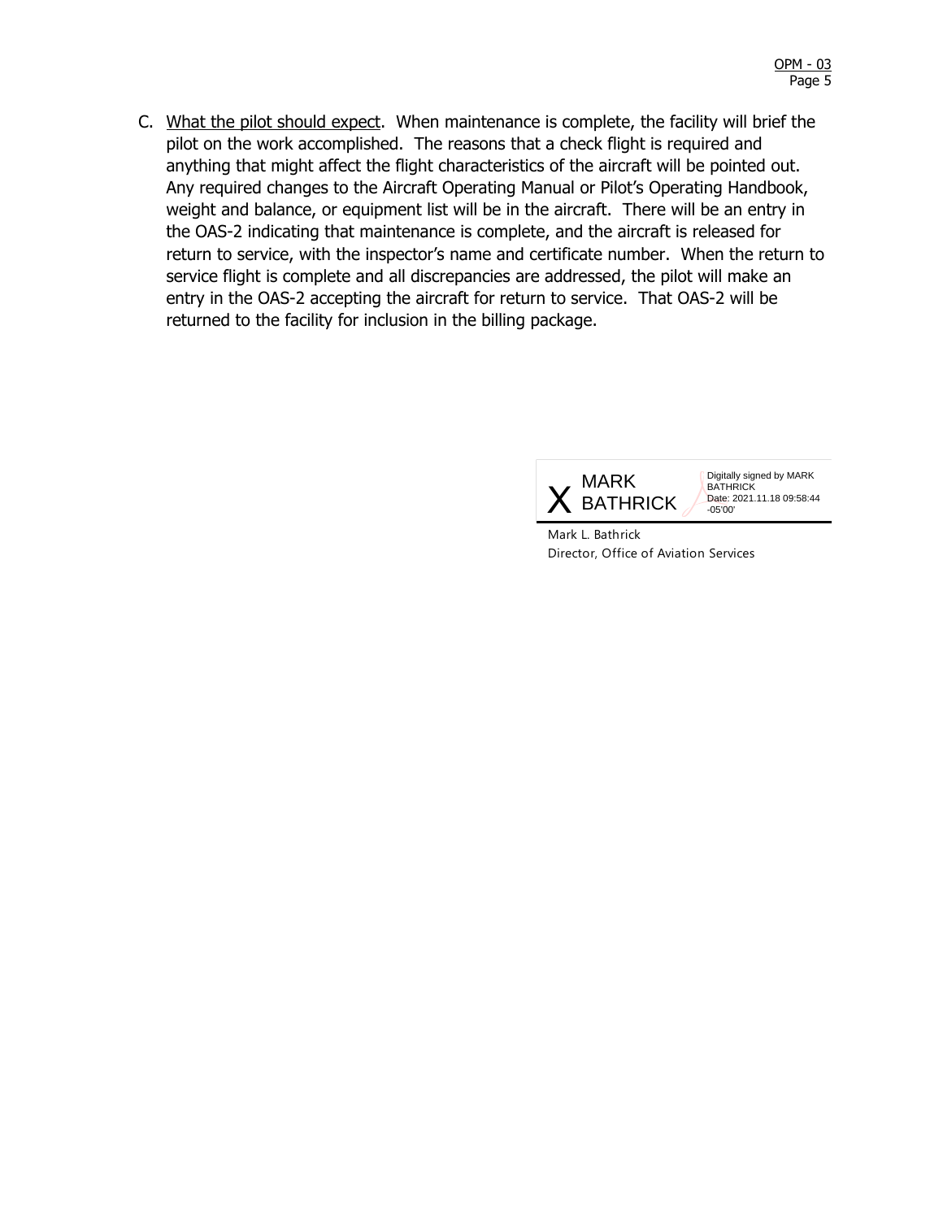C. <u>What the pilot should expect</u>. When maintenance is complete, the facility will brief the pilot on the work accomplished. The reasons that a check flight is required and anything that might affect the flight characteristics of the aircraft will be pointed out. Any required changes to the Aircraft Operating Manual or Pilot's Operating Handbook, weight and balance, or equipment list will be in the aircraft. There will be an entry in the OAS-2 indicating that maintenance is complete, and the aircraft is released for return to service, with the inspector's name and certificate number. When the return to service flight is complete and all discrepancies are addressed, the pilot will make an entry in the OAS-2 accepting the aircraft for return to service. That OAS-2 will be returned to the facility for inclusion in the billing package.

X MARK BATHRICK

Digitally signed by MARK BATHRICK
Date: 2021.11.18 09:58:44 -05'00'

Mark L. Bathrick
Director, Office of Aviation Services